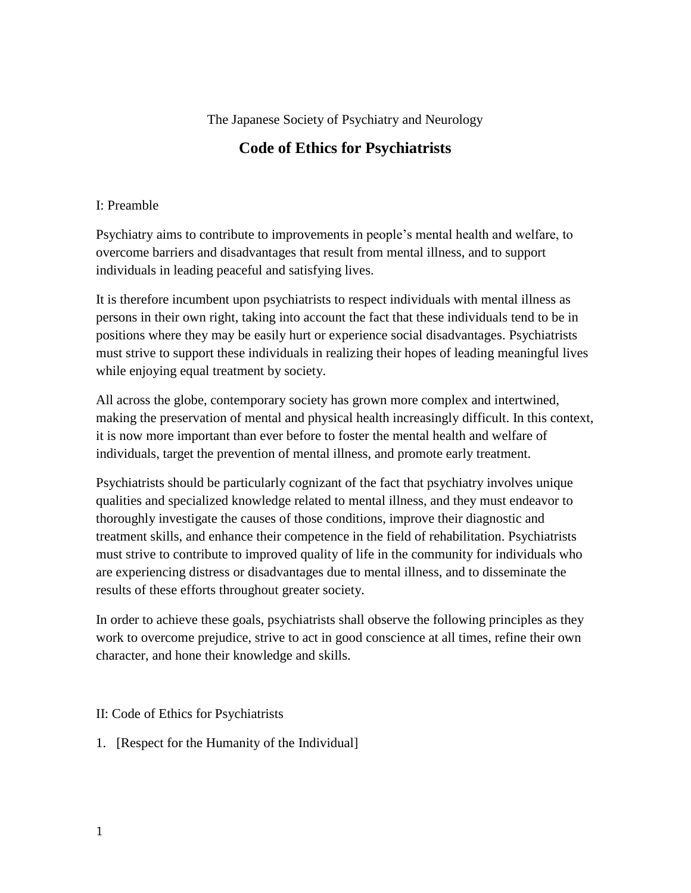The Japanese Society of Psychiatry and Neurology

# Code of Ethics for Psychiatrists

## I: Preamble

Psychiatry aims to contribute to improvements in people's mental health and welfare, to overcome barriers and disadvantages that result from mental illness, and to support individuals in leading peaceful and satisfying lives.

It is therefore incumbent upon psychiatrists to respect individuals with mental illness as persons in their own right, taking into account the fact that these individuals tend to be in positions where they may be easily hurt or experience social disadvantages. Psychiatrists must strive to support these individuals in realizing their hopes of leading meaningful lives while enjoying equal treatment by society.

All across the globe, contemporary society has grown more complex and intertwined, making the preservation of mental and physical health increasingly difficult. In this context, it is now more important than ever before to foster the mental health and welfare of individuals, target the prevention of mental illness, and promote early treatment.

Psychiatrists should be particularly cognizant of the fact that psychiatry involves unique qualities and specialized knowledge related to mental illness, and they must endeavor to thoroughly investigate the causes of those conditions, improve their diagnostic and treatment skills, and enhance their competence in the field of rehabilitation. Psychiatrists must strive to contribute to improved quality of life in the community for individuals who are experiencing distress or disadvantages due to mental illness, and to disseminate the results of these efforts throughout greater society.

In order to achieve these goals, psychiatrists shall observe the following principles as they work to overcome prejudice, strive to act in good conscience at all times, refine their own character, and hone their knowledge and skills.

## II: Code of Ethics for Psychiatrists

1. [Respect for the Humanity of the Individual]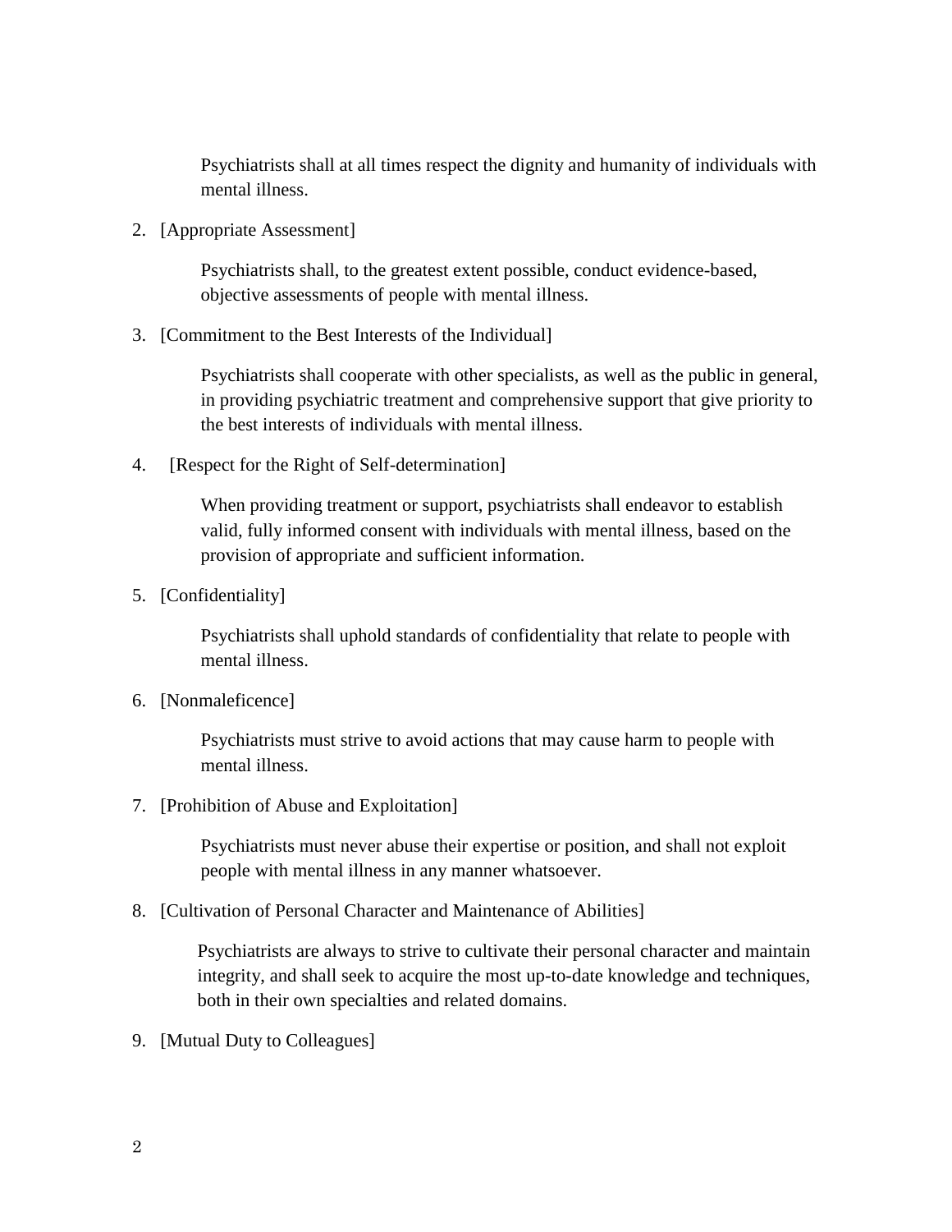Psychiatrists shall at all times respect the dignity and humanity of individuals with mental illness.

2. [Appropriate Assessment]

   Psychiatrists shall, to the greatest extent possible, conduct evidence-based, objective assessments of people with mental illness.

3. [Commitment to the Best Interests of the Individual]

   Psychiatrists shall cooperate with other specialists, as well as the public in general, in providing psychiatric treatment and comprehensive support that give priority to the best interests of individuals with mental illness.

4. [Respect for the Right of Self-determination]

   When providing treatment or support, psychiatrists shall endeavor to establish valid, fully informed consent with individuals with mental illness, based on the provision of appropriate and sufficient information.

5. [Confidentiality]

   Psychiatrists shall uphold standards of confidentiality that relate to people with mental illness.

6. [Nonmaleficence]

   Psychiatrists must strive to avoid actions that may cause harm to people with mental illness.

7. [Prohibition of Abuse and Exploitation]

   Psychiatrists must never abuse their expertise or position, and shall not exploit people with mental illness in any manner whatsoever.

8. [Cultivation of Personal Character and Maintenance of Abilities]

   Psychiatrists are always to strive to cultivate their personal character and maintain integrity, and shall seek to acquire the most up-to-date knowledge and techniques, both in their own specialties and related domains.

9. [Mutual Duty to Colleagues]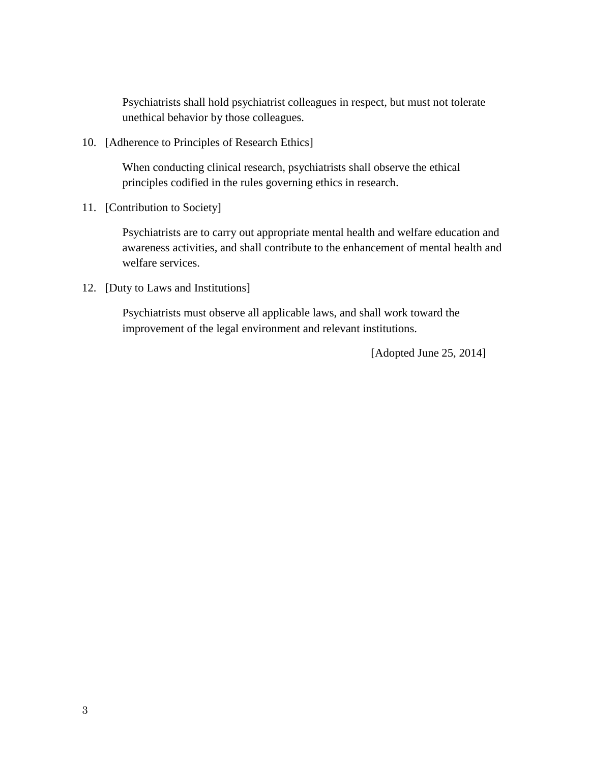Psychiatrists shall hold psychiatrist colleagues in respect, but must not tolerate unethical behavior by those colleagues.

10. [Adherence to Principles of Research Ethics]

    When conducting clinical research, psychiatrists shall observe the ethical principles codified in the rules governing ethics in research.

11. [Contribution to Society]

    Psychiatrists are to carry out appropriate mental health and welfare education and awareness activities, and shall contribute to the enhancement of mental health and welfare services.

12. [Duty to Laws and Institutions]

    Psychiatrists must observe all applicable laws, and shall work toward the improvement of the legal environment and relevant institutions.

[Adopted June 25, 2014]